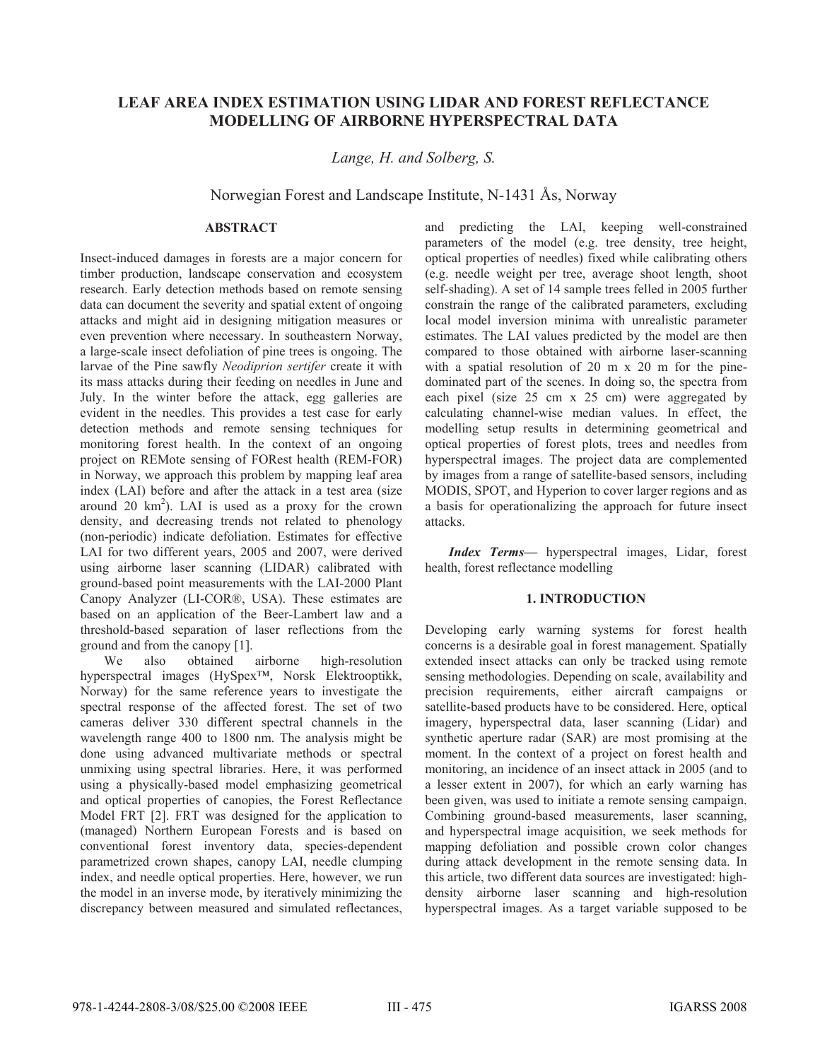# LEAF AREA INDEX ESTIMATION USING LIDAR AND FOREST REFLECTANCE MODELLING OF AIRBORNE HYPERSPECTRAL DATA

*Lange, H. and Solberg, S.*

Norwegian Forest and Landscape Institute, N-1431 Ås, Norway

## ABSTRACT

Insect-induced damages in forests are a major concern for timber production, landscape conservation and ecosystem research. Early detection methods based on remote sensing data can document the severity and spatial extent of ongoing attacks and might aid in designing mitigation measures or even prevention where necessary. In southeastern Norway, a large-scale insect defoliation of pine trees is ongoing. The larvae of the Pine sawfly *Neodiprion sertifer* create it with its mass attacks during their feeding on needles in June and July. In the winter before the attack, egg galleries are evident in the needles. This provides a test case for early detection methods and remote sensing techniques for monitoring forest health. In the context of an ongoing project on REMote sensing of FORest health (REM-FOR) in Norway, we approach this problem by mapping leaf area index (LAI) before and after the attack in a test area (size around 20 km$^2$). LAI is used as a proxy for the crown density, and decreasing trends not related to phenology (non-periodic) indicate defoliation. Estimates for effective LAI for two different years, 2005 and 2007, were derived using airborne laser scanning (LIDAR) calibrated with ground-based point measurements with the LAI-2000 Plant Canopy Analyzer (LI-COR®, USA). These estimates are based on an application of the Beer-Lambert law and a threshold-based separation of laser reflections from the ground and from the canopy [1].

We also obtained airborne high-resolution hyperspectral images (HySpex™, Norsk Elektrooptikk, Norway) for the same reference years to investigate the spectral response of the affected forest. The set of two cameras deliver 330 different spectral channels in the wavelength range 400 to 1800 nm. The analysis might be done using advanced multivariate methods or spectral unmixing using spectral libraries. Here, it was performed using a physically-based model emphasizing geometrical and optical properties of canopies, the Forest Reflectance Model FRT [2]. FRT was designed for the application to (managed) Northern European Forests and is based on conventional forest inventory data, species-dependent parametrized crown shapes, canopy LAI, needle clumping index, and needle optical properties. Here, however, we run the model in an inverse mode, by iteratively minimizing the discrepancy between measured and simulated reflectances, and predicting the LAI, keeping well-constrained parameters of the model (e.g. tree density, tree height, optical properties of needles) fixed while calibrating others (e.g. needle weight per tree, average shoot length, shoot self-shading). A set of 14 sample trees felled in 2005 further constrain the range of the calibrated parameters, excluding local model inversion minima with unrealistic parameter estimates. The LAI values predicted by the model are then compared to those obtained with airborne laser-scanning with a spatial resolution of 20 m x 20 m for the pine-dominated part of the scenes. In doing so, the spectra from each pixel (size 25 cm x 25 cm) were aggregated by calculating channel-wise median values. In effect, the modelling setup results in determining geometrical and optical properties of forest plots, trees and needles from hyperspectral images. The project data are complemented by images from a range of satellite-based sensors, including MODIS, SPOT, and Hyperion to cover larger regions and as a basis for operationalizing the approach for future insect attacks.

***Index Terms*—** hyperspectral images, Lidar, forest health, forest reflectance modelling

## 1. INTRODUCTION

Developing early warning systems for forest health concerns is a desirable goal in forest management. Spatially extended insect attacks can only be tracked using remote sensing methodologies. Depending on scale, availability and precision requirements, either aircraft campaigns or satellite-based products have to be considered. Here, optical imagery, hyperspectral data, laser scanning (Lidar) and synthetic aperture radar (SAR) are most promising at the moment. In the context of a project on forest health and monitoring, an incidence of an insect attack in 2005 (and to a lesser extent in 2007), for which an early warning has been given, was used to initiate a remote sensing campaign. Combining ground-based measurements, laser scanning, and hyperspectral image acquisition, we seek methods for mapping defoliation and possible crown color changes during attack development in the remote sensing data. In this article, two different data sources are investigated: high-density airborne laser scanning and high-resolution hyperspectral images. As a target variable supposed to be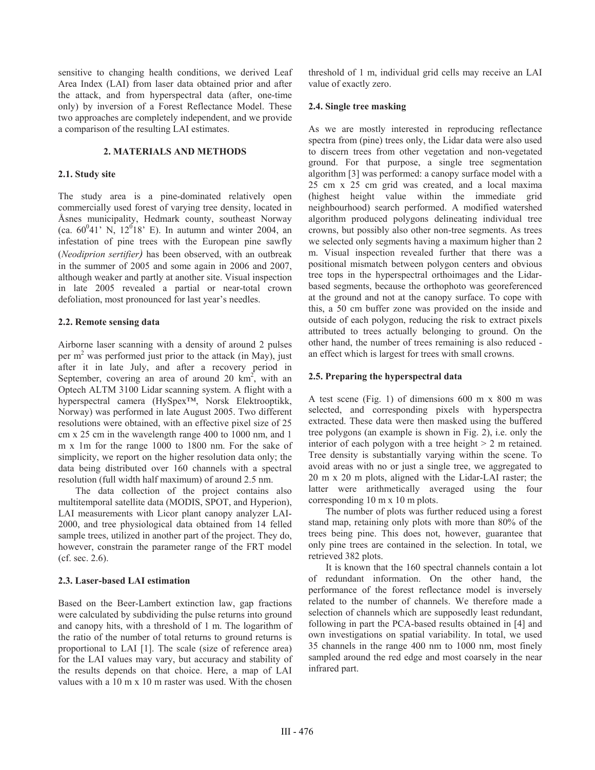sensitive to changing health conditions, we derived Leaf Area Index (LAI) from laser data obtained prior and after the attack, and from hyperspectral data (after, one-time only) by inversion of a Forest Reflectance Model. These two approaches are completely independent, and we provide a comparison of the resulting LAI estimates.

## 2. MATERIALS AND METHODS

### 2.1. Study site

The study area is a pine-dominated relatively open commercially used forest of varying tree density, located in Åsnes municipality, Hedmark county, southeast Norway (ca. $60^0 41'$ N, $12^0 18'$ E). In autumn and winter 2004, an infestation of pine trees with the European pine sawfly (*Neodiprion sertifier)* has been observed, with an outbreak in the summer of 2005 and some again in 2006 and 2007, although weaker and partly at another site. Visual inspection in late 2005 revealed a partial or near-total crown defoliation, most pronounced for last year's needles.

### 2.2. Remote sensing data

Airborne laser scanning with a density of around 2 pulses per $m^2$ was performed just prior to the attack (in May), just after it in late July, and after a recovery period in September, covering an area of around 20 $km^2$, with an Optech ALTM 3100 Lidar scanning system. A flight with a hyperspectral camera (HySpex™, Norsk Elektrooptikk, Norway) was performed in late August 2005. Two different resolutions were obtained, with an effective pixel size of 25 cm x 25 cm in the wavelength range 400 to 1000 nm, and 1 m x 1m for the range 1000 to 1800 nm. For the sake of simplicity, we report on the higher resolution data only; the data being distributed over 160 channels with a spectral resolution (full width half maximum) of around 2.5 nm.

The data collection of the project contains also multitemporal satellite data (MODIS, SPOT, and Hyperion), LAI measurements with Licor plant canopy analyzer LAI-2000, and tree physiological data obtained from 14 felled sample trees, utilized in another part of the project. They do, however, constrain the parameter range of the FRT model (cf. sec. 2.6).

### 2.3. Laser-based LAI estimation

Based on the Beer-Lambert extinction law, gap fractions were calculated by subdividing the pulse returns into ground and canopy hits, with a threshold of 1 m. The logarithm of the ratio of the number of total returns to ground returns is proportional to LAI [1]. The scale (size of reference area) for the LAI values may vary, but accuracy and stability of the results depends on that choice. Here, a map of LAI values with a 10 m x 10 m raster was used. With the chosen threshold of 1 m, individual grid cells may receive an LAI value of exactly zero.

### 2.4. Single tree masking

As we are mostly interested in reproducing reflectance spectra from (pine) trees only, the Lidar data were also used to discern trees from other vegetation and non-vegetated ground. For that purpose, a single tree segmentation algorithm [3] was performed: a canopy surface model with a 25 cm x 25 cm grid was created, and a local maxima (highest height value within the immediate grid neighbourhood) search performed. A modified watershed algorithm produced polygons delineating individual tree crowns, but possibly also other non-tree segments. As trees we selected only segments having a maximum higher than 2 m. Visual inspection revealed further that there was a positional mismatch between polygon centers and obvious tree tops in the hyperspectral orthoimages and the Lidar-based segments, because the orthophoto was georeferenced at the ground and not at the canopy surface. To cope with this, a 50 cm buffer zone was provided on the inside and outside of each polygon, reducing the risk to extract pixels attributed to trees actually belonging to ground. On the other hand, the number of trees remaining is also reduced - an effect which is largest for trees with small crowns.

### 2.5. Preparing the hyperspectral data

A test scene (Fig. 1) of dimensions 600 m x 800 m was selected, and corresponding pixels with hyperspectra extracted. These data were then masked using the buffered tree polygons (an example is shown in Fig. 2), i.e. only the interior of each polygon with a tree height > 2 m retained. Tree density is substantially varying within the scene. To avoid areas with no or just a single tree, we aggregated to 20 m x 20 m plots, aligned with the Lidar-LAI raster; the latter were arithmetically averaged using the four corresponding 10 m x 10 m plots.

The number of plots was further reduced using a forest stand map, retaining only plots with more than 80% of the trees being pine. This does not, however, guarantee that only pine trees are contained in the selection. In total, we retrieved 382 plots.

It is known that the 160 spectral channels contain a lot of redundant information. On the other hand, the performance of the forest reflectance model is inversely related to the number of channels. We therefore made a selection of channels which are supposedly least redundant, following in part the PCA-based results obtained in [4] and own investigations on spatial variability. In total, we used 35 channels in the range 400 nm to 1000 nm, most finely sampled around the red edge and most coarsely in the near infrared part.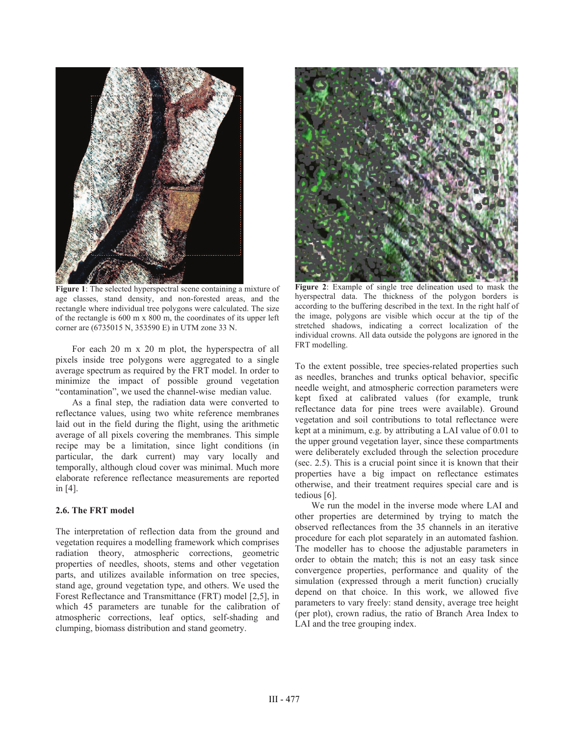**Figure 1**: The selected hyperspectral scene containing a mixture of age classes, stand density, and non-forested areas, and the rectangle where individual tree polygons were calculated. The size of the rectangle is 600 m x 800 m, the coordinates of its upper left corner are (6735015 N, 353590 E) in UTM zone 33 N.

For each 20 m x 20 m plot, the hyperspectra of all pixels inside tree polygons were aggregated to a single average spectrum as required by the FRT model. In order to minimize the impact of possible ground vegetation "contamination", we used the channel-wise median value.

As a final step, the radiation data were converted to reflectance values, using two white reference membranes laid out in the field during the flight, using the arithmetic average of all pixels covering the membranes. This simple recipe may be a limitation, since light conditions (in particular, the dark current) may vary locally and temporally, although cloud cover was minimal. Much more elaborate reference reflectance measurements are reported in [4].

### 2.6. The FRT model

The interpretation of reflection data from the ground and vegetation requires a modelling framework which comprises radiation theory, atmospheric corrections, geometric properties of needles, shoots, stems and other vegetation parts, and utilizes available information on tree species, stand age, ground vegetation type, and others. We used the Forest Reflectance and Transmittance (FRT) model [2,5], in which 45 parameters are tunable for the calibration of atmospheric corrections, leaf optics, self-shading and clumping, biomass distribution and stand geometry.

**Figure 2**: Example of single tree delineation used to mask the hyerspectral data. The thickness of the polygon borders is according to the buffering described in the text. In the right half of the image, polygons are visible which occur at the tip of the stretched shadows, indicating a correct localization of the individual crowns. All data outside the polygons are ignored in the FRT modelling.

To the extent possible, tree species-related properties such as needles, branches and trunks optical behavior, specific needle weight, and atmospheric correction parameters were kept fixed at calibrated values (for example, trunk reflectance data for pine trees were available). Ground vegetation and soil contributions to total reflectance were kept at a minimum, e.g. by attributing a LAI value of 0.01 to the upper ground vegetation layer, since these compartments were deliberately excluded through the selection procedure (sec. 2.5). This is a crucial point since it is known that their properties have a big impact on reflectance estimates otherwise, and their treatment requires special care and is tedious [6].

We run the model in the inverse mode where LAI and other properties are determined by trying to match the observed reflectances from the 35 channels in an iterative procedure for each plot separately in an automated fashion. The modeller has to choose the adjustable parameters in order to obtain the match; this is not an easy task since convergence properties, performance and quality of the simulation (expressed through a merit function) crucially depend on that choice. In this work, we allowed five parameters to vary freely: stand density, average tree height (per plot), crown radius, the ratio of Branch Area Index to LAI and the tree grouping index.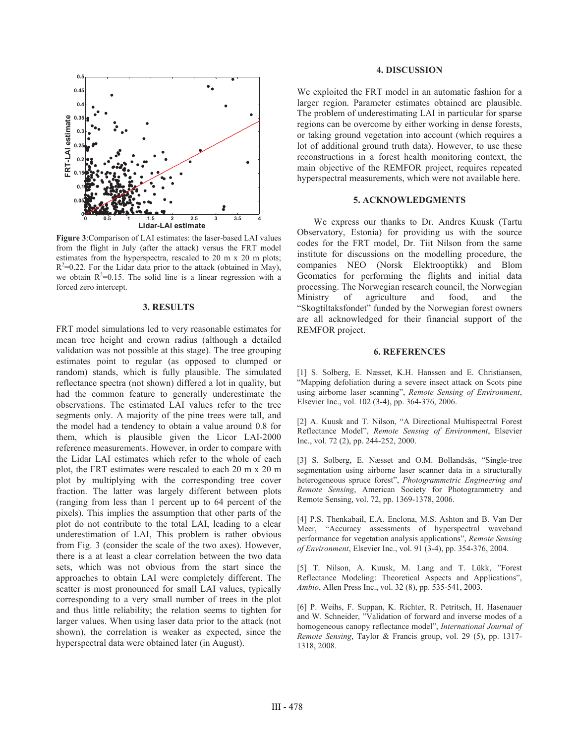0.5
0.45
0.4
0.35
0.3
0.25
0.2
0.15
0.1
0.05
0

FRT-LAI estimate

0 0.5 1 1.5 2 2.5 3 3.5 4

Lidar-LAI estimate

**Figure 3**:Comparison of LAI estimates: the laser-based LAI values from the flight in July (after the attack) versus the FRT model estimates from the hyperspectra, rescaled to 20 m x 20 m plots; $R^2$=0.22. For the Lidar data prior to the attack (obtained in May), we obtain $R^2$=0.15. The solid line is a linear regression with a forced zero intercept.

## 3. RESULTS

FRT model simulations led to very reasonable estimates for mean tree height and crown radius (although a detailed validation was not possible at this stage). The tree grouping estimates point to regular (as opposed to clumped or random) stands, which is fully plausible. The simulated reflectance spectra (not shown) differed a lot in quality, but had the common feature to generally underestimate the observations. The estimated LAI values refer to the tree segments only. A majority of the pine trees were tall, and the model had a tendency to obtain a value around 0.8 for them, which is plausible given the Licor LAI-2000 reference measurements. However, in order to compare with the Lidar LAI estimates which refer to the whole of each plot, the FRT estimates were rescaled to each 20 m x 20 m plot by multiplying with the corresponding tree cover fraction. The latter was largely different between plots (ranging from less than 1 percent up to 64 percent of the pixels). This implies the assumption that other parts of the plot do not contribute to the total LAI, leading to a clear underestimation of LAI, This problem is rather obvious from Fig. 3 (consider the scale of the two axes). However, there is a at least a clear correlation between the two data sets, which was not obvious from the start since the approaches to obtain LAI were completely different. The scatter is most pronounced for small LAI values, typically corresponding to a very small number of trees in the plot and thus little reliability; the relation seems to tighten for larger values. When using laser data prior to the attack (not shown), the correlation is weaker as expected, since the hyperspectral data were obtained later (in August).

## 4. DISCUSSION

We exploited the FRT model in an automatic fashion for a larger region. Parameter estimates obtained are plausible. The problem of underestimating LAI in particular for sparse regions can be overcome by either working in dense forests, or taking ground vegetation into account (which requires a lot of additional ground truth data). However, to use these reconstructions in a forest health monitoring context, the main objective of the REMFOR project, requires repeated hyperspectral measurements, which were not available here.

## 5. ACKNOWLEDGMENTS

We express our thanks to Dr. Andres Kuusk (Tartu Observatory, Estonia) for providing us with the source codes for the FRT model, Dr. Tiit Nilson from the same institute for discussions on the modelling procedure, the companies NEO (Norsk Elektrooptikk) and Blom Geomatics for performing the flights and initial data processing. The Norwegian research council, the Norwegian Ministry of agriculture and food, and the "Skogtiltaksfondet" funded by the Norwegian forest owners are all acknowledged for their financial support of the REMFOR project.

## 6. REFERENCES

[1] S. Solberg, E. Næsset, K.H. Hanssen and E. Christiansen, "Mapping defoliation during a severe insect attack on Scots pine using airborne laser scanning", *Remote Sensing of Environment*, Elsevier Inc., vol. 102 (3-4), pp. 364-376, 2006.

[2] A. Kuusk and T. Nilson, "A Directional Multispectral Forest Reflectance Model", *Remote Sensing of Environment*, Elsevier Inc., vol. 72 (2), pp. 244-252, 2000.

[3] S. Solberg, E. Næsset and O.M. Bollandsås, "Single-tree segmentation using airborne laser scanner data in a structurally heterogeneous spruce forest", *Photogrammetric Engineering and Remote Sensing*, American Society for Photogrammetry and Remote Sensing, vol. 72, pp. 1369-1378, 2006.

[4] P.S. Thenkabail, E.A. Enclona, M.S. Ashton and B. Van Der Meer, "Accuracy assessments of hyperspectral waveband performance for vegetation analysis applications", *Remote Sensing of Environment*, Elsevier Inc., vol. 91 (3-4), pp. 354-376, 2004.

[5] T. Nilson, A. Kuusk, M. Lang and T. Lükk, "Forest Reflectance Modeling: Theoretical Aspects and Applications", *Ambio*, Allen Press Inc., vol. 32 (8), pp. 535-541, 2003.

[6] P. Weihs, F. Suppan, K. Richter, R. Petritsch, H. Hasenauer and W. Schneider, "Validation of forward and inverse modes of a homogeneous canopy reflectance model", *International Journal of Remote Sensing*, Taylor & Francis group, vol. 29 (5), pp. 1317-1318, 2008.